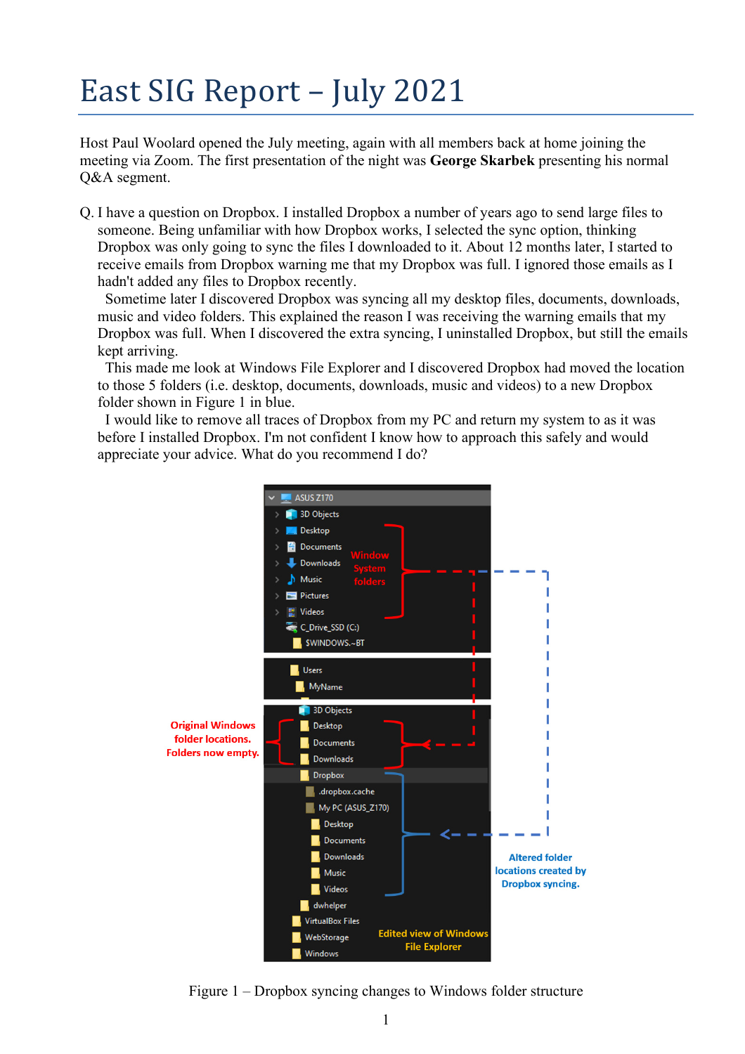# East SIG Report – July 2021

Host Paul Woolard opened the July meeting, again with all members back at home joining the meeting via Zoom. The first presentation of the night was **George Skarbek** presenting his normal Q&A segment.

Q. I have a question on Dropbox. I installed Dropbox a number of years ago to send large files to someone. Being unfamiliar with how Dropbox works, I selected the sync option, thinking Dropbox was only going to sync the files I downloaded to it. About 12 months later, I started to receive emails from Dropbox warning me that my Dropbox was full. I ignored those emails as I hadn't added any files to Dropbox recently.

Sometime later I discovered Dropbox was syncing all my desktop files, documents, downloads, music and video folders. This explained the reason I was receiving the warning emails that my Dropbox was full. When I discovered the extra syncing, I uninstalled Dropbox, but still the emails kept arriving.

This made me look at Windows File Explorer and I discovered Dropbox had moved the location to those 5 folders (i.e. desktop, documents, downloads, music and videos) to a new Dropbox folder shown in Figure 1 in blue.

I would like to remove all traces of Dropbox from my PC and return my system to as it was before I installed Dropbox. I'm not confident I know how to approach this safely and would appreciate your advice. What do you recommend I do?

Figure 1 – Dropbox syncing changes to Windows folder structure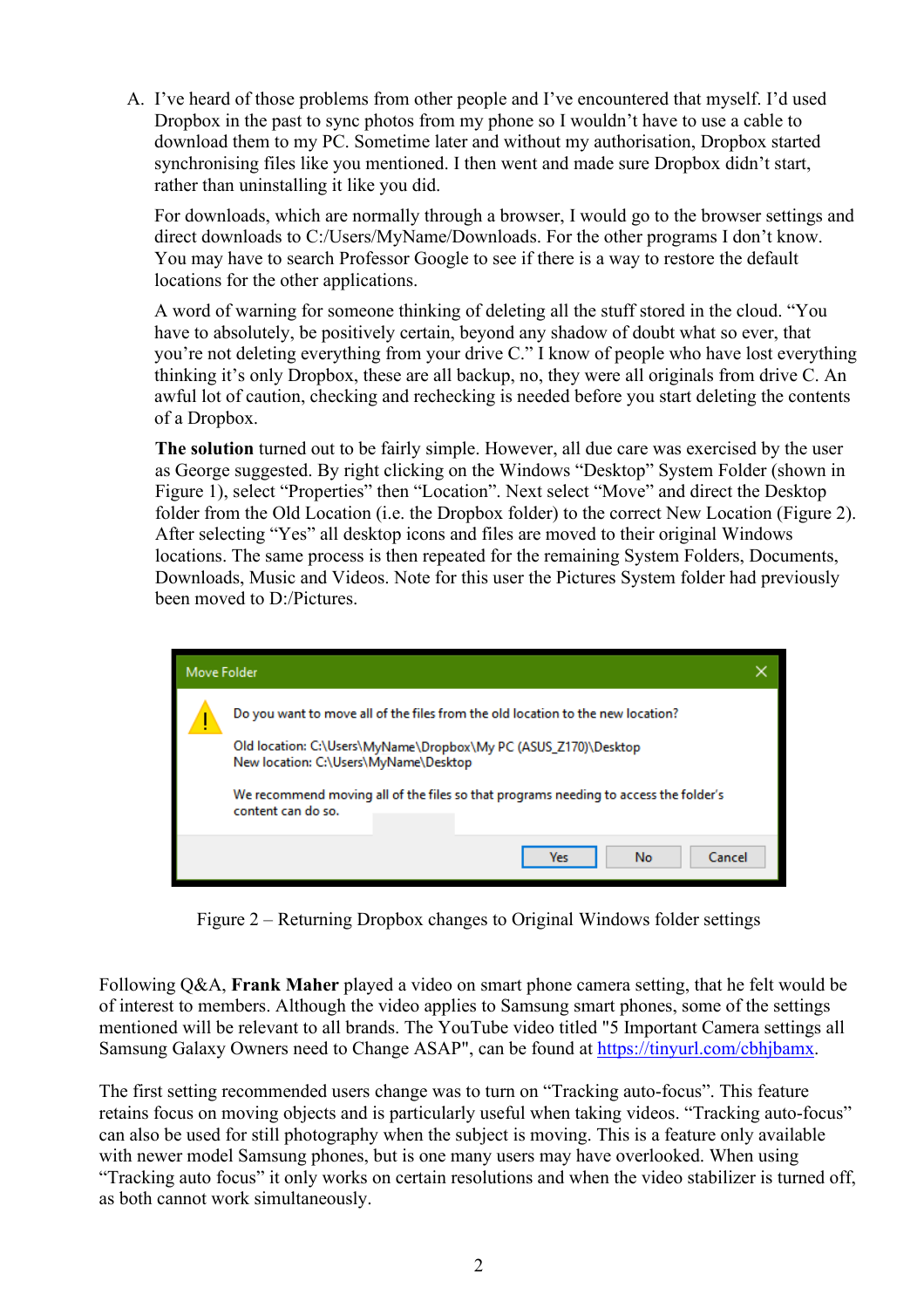A. I've heard of those problems from other people and I've encountered that myself. I'd used Dropbox in the past to sync photos from my phone so I wouldn't have to use a cable to download them to my PC. Sometime later and without my authorisation, Dropbox started synchronising files like you mentioned. I then went and made sure Dropbox didn't start, rather than uninstalling it like you did.

For downloads, which are normally through a browser, I would go to the browser settings and direct downloads to C:/Users/MyName/Downloads. For the other programs I don't know. You may have to search Professor Google to see if there is a way to restore the default locations for the other applications.

A word of warning for someone thinking of deleting all the stuff stored in the cloud. "You have to absolutely, be positively certain, beyond any shadow of doubt what so ever, that you're not deleting everything from your drive C." I know of people who have lost everything thinking it's only Dropbox, these are all backup, no, they were all originals from drive C. An awful lot of caution, checking and rechecking is needed before you start deleting the contents of a Dropbox.

**The solution** turned out to be fairly simple. However, all due care was exercised by the user as George suggested. By right clicking on the Windows "Desktop" System Folder (shown in Figure 1), select "Properties" then "Location". Next select "Move" and direct the Desktop folder from the Old Location (i.e. the Dropbox folder) to the correct New Location (Figure 2). After selecting "Yes" all desktop icons and files are moved to their original Windows locations. The same process is then repeated for the remaining System Folders, Documents, Downloads, Music and Videos. Note for this user the Pictures System folder had previously been moved to D:/Pictures.

Figure 2 – Returning Dropbox changes to Original Windows folder settings

Following Q&A, **Frank Maher** played a video on smart phone camera setting, that he felt would be of interest to members. Although the video applies to Samsung smart phones, some of the settings mentioned will be relevant to all brands. The YouTube video titled "5 Important Camera settings all Samsung Galaxy Owners need to Change ASAP", can be found at https://tinyurl.com/cbhjbamx.

The first setting recommended users change was to turn on "Tracking auto-focus". This feature retains focus on moving objects and is particularly useful when taking videos. "Tracking auto-focus" can also be used for still photography when the subject is moving. This is a feature only available with newer model Samsung phones, but is one many users may have overlooked. When using "Tracking auto focus" it only works on certain resolutions and when the video stabilizer is turned off, as both cannot work simultaneously.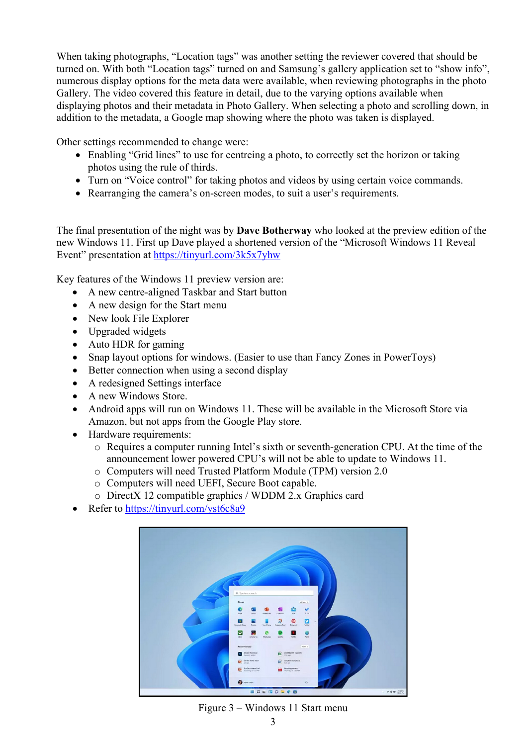When taking photographs, “Location tags” was another setting the reviewer covered that should be turned on. With both “Location tags” turned on and Samsung’s gallery application set to “show info”, numerous display options for the meta data were available, when reviewing photographs in the photo Gallery. The video covered this feature in detail, due to the varying options available when displaying photos and their metadata in Photo Gallery. When selecting a photo and scrolling down, in addition to the metadata, a Google map showing where the photo was taken is displayed.

Other settings recommended to change were:

- Enabling “Grid lines” to use for centreing a photo, to correctly set the horizon or taking photos using the rule of thirds.
- Turn on “Voice control” for taking photos and videos by using certain voice commands.
- Rearranging the camera’s on-screen modes, to suit a user’s requirements.

The final presentation of the night was by **Dave Botherway** who looked at the preview edition of the new Windows 11. First up Dave played a shortened version of the “Microsoft Windows 11 Reveal Event” presentation at https://tinyurl.com/3k5x7yhw

Key features of the Windows 11 preview version are:

- A new centre-aligned Taskbar and Start button
- A new design for the Start menu
- New look File Explorer
- Upgraded widgets
- Auto HDR for gaming
- Snap layout options for windows. (Easier to use than Fancy Zones in PowerToys)
- Better connection when using a second display
- A redesigned Settings interface
- A new Windows Store.
- Android apps will run on Windows 11. These will be available in the Microsoft Store via Amazon, but not apps from the Google Play store.
- Hardware requirements:
  - Requires a computer running Intel’s sixth or seventh-generation CPU. At the time of the announcement lower powered CPU’s will not be able to update to Windows 11.
  - Computers will need Trusted Platform Module (TPM) version 2.0
  - Computers will need UEFI, Secure Boot capable.
  - DirectX 12 compatible graphics / WDDM 2.x Graphics card
- Refer to https://tinyurl.com/yst6c8a9

Figure 3 – Windows 11 Start menu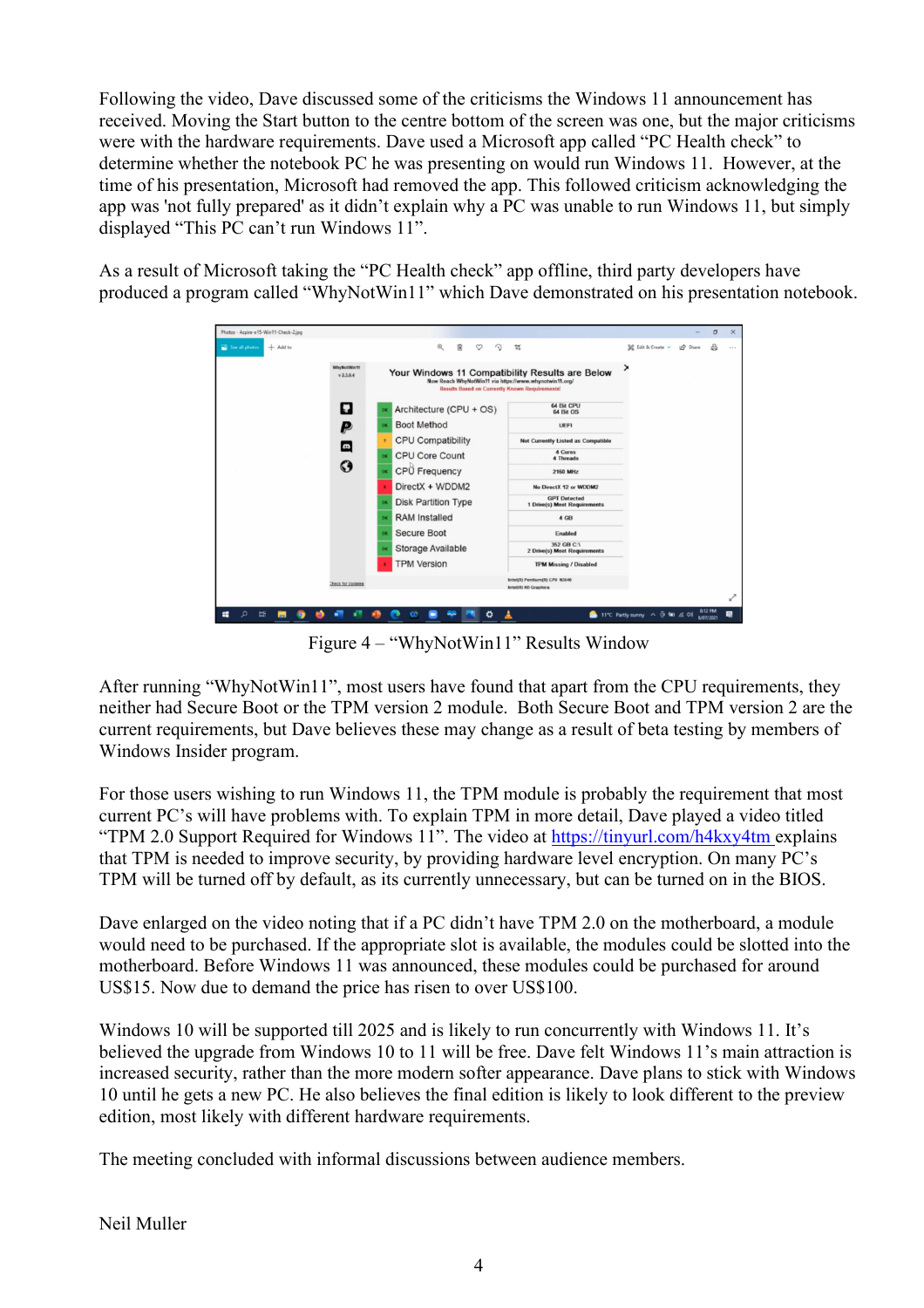Following the video, Dave discussed some of the criticisms the Windows 11 announcement has received. Moving the Start button to the centre bottom of the screen was one, but the major criticisms were with the hardware requirements. Dave used a Microsoft app called "PC Health check" to determine whether the notebook PC he was presenting on would run Windows 11. However, at the time of his presentation, Microsoft had removed the app. This followed criticism acknowledging the app was 'not fully prepared' as it didn't explain why a PC was unable to run Windows 11, but simply displayed "This PC can't run Windows 11".

As a result of Microsoft taking the "PC Health check" app offline, third party developers have produced a program called "WhyNotWin11" which Dave demonstrated on his presentation notebook.

Figure 4 – "WhyNotWin11" Results Window

After running "WhyNotWin11", most users have found that apart from the CPU requirements, they neither had Secure Boot or the TPM version 2 module. Both Secure Boot and TPM version 2 are the current requirements, but Dave believes these may change as a result of beta testing by members of Windows Insider program.

For those users wishing to run Windows 11, the TPM module is probably the requirement that most current PC's will have problems with. To explain TPM in more detail, Dave played a video titled "TPM 2.0 Support Required for Windows 11". The video at https://tinyurl.com/h4kxy4tm explains that TPM is needed to improve security, by providing hardware level encryption. On many PC's TPM will be turned off by default, as its currently unnecessary, but can be turned on in the BIOS.

Dave enlarged on the video noting that if a PC didn't have TPM 2.0 on the motherboard, a module would need to be purchased. If the appropriate slot is available, the modules could be slotted into the motherboard. Before Windows 11 was announced, these modules could be purchased for around US$15. Now due to demand the price has risen to over US$100.

Windows 10 will be supported till 2025 and is likely to run concurrently with Windows 11. It's believed the upgrade from Windows 10 to 11 will be free. Dave felt Windows 11's main attraction is increased security, rather than the more modern softer appearance. Dave plans to stick with Windows 10 until he gets a new PC. He also believes the final edition is likely to look different to the preview edition, most likely with different hardware requirements.

The meeting concluded with informal discussions between audience members.

Neil Muller